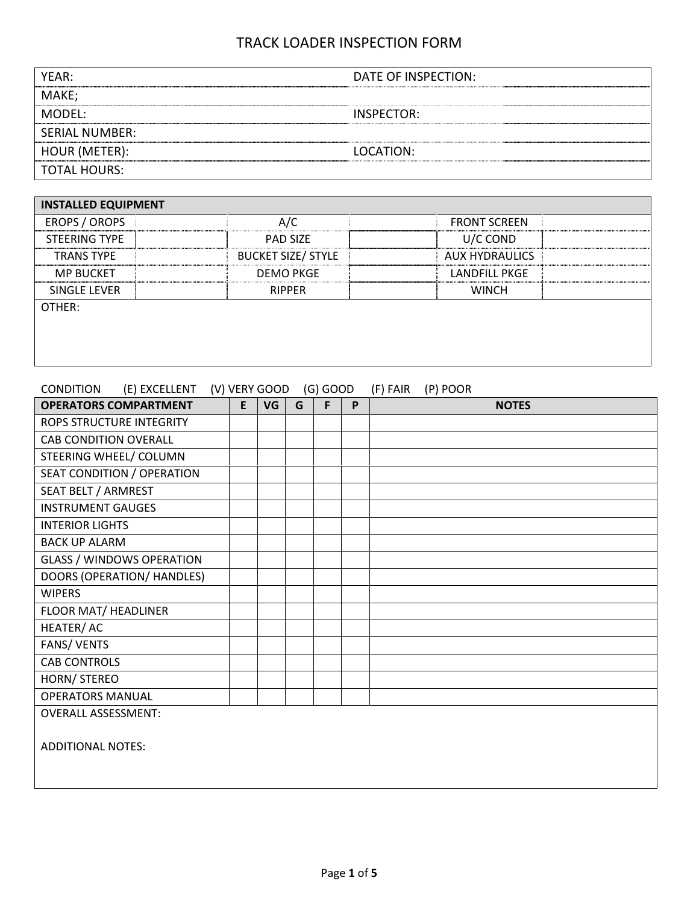# TRACK LOADER INSPECTION FORM

| | | | |
|---|---|---|---|
| YEAR: | | DATE OF INSPECTION: | |
| MAKE; | | | |
| MODEL: | | INSPECTOR: | |
| SERIAL NUMBER: | | | |
| HOUR (METER): | | LOCATION: | |
| TOTAL HOURS: | | | |

| INSTALLED EQUIPMENT | | | | | |
|---|---|---|---|---|---|
| EROPS / OROPS | | A/C | | FRONT SCREEN | |
| STEERING TYPE | | PAD SIZE | | U/C COND | |
| TRANS TYPE | | BUCKET SIZE/ STYLE | | AUX HYDRAULICS | |
| MP BUCKET | | DEMO PKGE | | LANDFILL PKGE | |
| SINGLE LEVER | | RIPPER | | WINCH | |

OTHER:

CONDITION (E) EXCELLENT (V) VERY GOOD (G) GOOD (F) FAIR (P) POOR

| OPERATORS COMPARTMENT | E | VG | G | F | P | NOTES |
|---|---|---|---|---|---|---|
| ROPS STRUCTURE INTEGRITY | | | | | | |
| CAB CONDITION OVERALL | | | | | | |
| STEERING WHEEL/ COLUMN | | | | | | |
| SEAT CONDITION / OPERATION | | | | | | |
| SEAT BELT / ARMREST | | | | | | |
| INSTRUMENT GAUGES | | | | | | |
| INTERIOR LIGHTS | | | | | | |
| BACK UP ALARM | | | | | | |
| GLASS / WINDOWS OPERATION | | | | | | |
| DOORS (OPERATION/ HANDLES) | | | | | | |
| WIPERS | | | | | | |
| FLOOR MAT/ HEADLINER | | | | | | |
| HEATER/ AC | | | | | | |
| FANS/ VENTS | | | | | | |
| CAB CONTROLS | | | | | | |
| HORN/ STEREO | | | | | | |
| OPERATORS MANUAL | | | | | | |

OVERALL ASSESSMENT:

ADDITIONAL NOTES: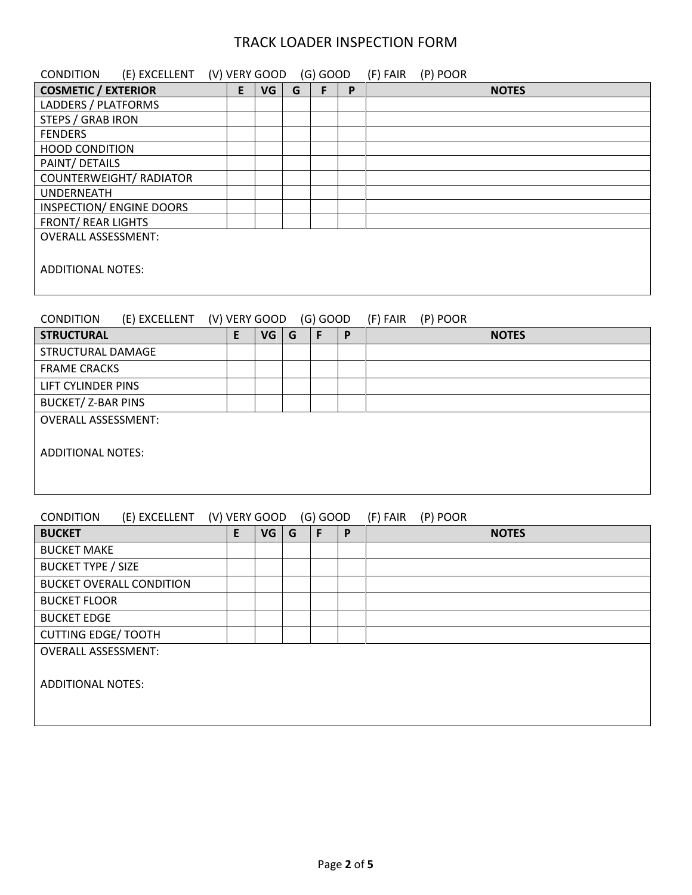# TRACK LOADER INSPECTION FORM

CONDITION (E) EXCELLENT (V) VERY GOOD (G) GOOD (F) FAIR (P) POOR

| COSMETIC / EXTERIOR | E | VG | G | F | P | NOTES |
|---|---|---|---|---|---|---|
| LADDERS / PLATFORMS | | | | | | |
| STEPS / GRAB IRON | | | | | | |
| FENDERS | | | | | | |
| HOOD CONDITION | | | | | | |
| PAINT/ DETAILS | | | | | | |
| COUNTERWEIGHT/ RADIATOR | | | | | | |
| UNDERNEATH | | | | | | |
| INSPECTION/ ENGINE DOORS | | | | | | |
| FRONT/ REAR LIGHTS | | | | | | |

OVERALL ASSESSMENT:

ADDITIONAL NOTES:

CONDITION (E) EXCELLENT (V) VERY GOOD (G) GOOD (F) FAIR (P) POOR

| STRUCTURAL | E | VG | G | F | P | NOTES |
|---|---|---|---|---|---|---|
| STRUCTURAL DAMAGE | | | | | | |
| FRAME CRACKS | | | | | | |
| LIFT CYLINDER PINS | | | | | | |
| BUCKET/ Z-BAR PINS | | | | | | |

OVERALL ASSESSMENT:

ADDITIONAL NOTES:

CONDITION (E) EXCELLENT (V) VERY GOOD (G) GOOD (F) FAIR (P) POOR

| BUCKET | E | VG | G | F | P | NOTES |
|---|---|---|---|---|---|---|
| BUCKET MAKE | | | | | | |
| BUCKET TYPE / SIZE | | | | | | |
| BUCKET OVERALL CONDITION | | | | | | |
| BUCKET FLOOR | | | | | | |
| BUCKET EDGE | | | | | | |
| CUTTING EDGE/ TOOTH | | | | | | |

OVERALL ASSESSMENT:

ADDITIONAL NOTES: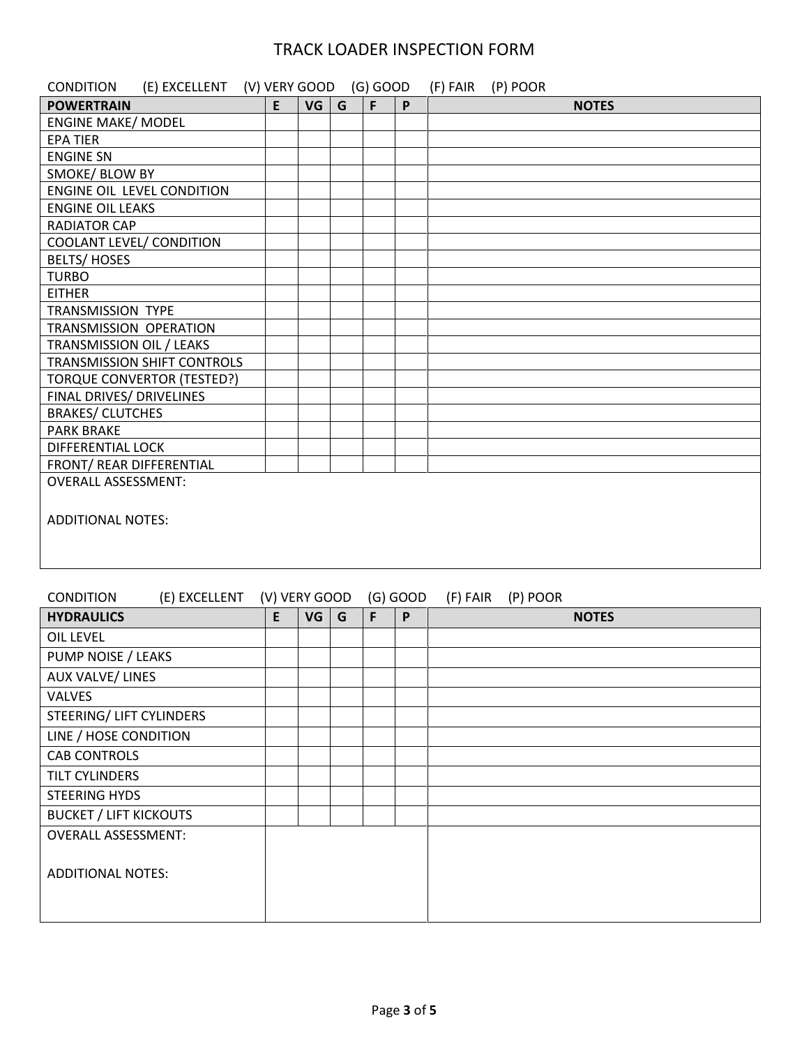# TRACK LOADER INSPECTION FORM

CONDITION (E) EXCELLENT (V) VERY GOOD (G) GOOD (F) FAIR (P) POOR

| POWERTRAIN | E | VG | G | F | P | NOTES |
|---|---|---|---|---|---|---|
| ENGINE MAKE/ MODEL | | | | | | |
| EPA TIER | | | | | | |
| ENGINE SN | | | | | | |
| SMOKE/ BLOW BY | | | | | | |
| ENGINE OIL LEVEL CONDITION | | | | | | |
| ENGINE OIL LEAKS | | | | | | |
| RADIATOR CAP | | | | | | |
| COOLANT LEVEL/ CONDITION | | | | | | |
| BELTS/ HOSES | | | | | | |
| TURBO | | | | | | |
| EITHER | | | | | | |
| TRANSMISSION TYPE | | | | | | |
| TRANSMISSION OPERATION | | | | | | |
| TRANSMISSION OIL / LEAKS | | | | | | |
| TRANSMISSION SHIFT CONTROLS | | | | | | |
| TORQUE CONVERTOR (TESTED?) | | | | | | |
| FINAL DRIVES/ DRIVELINES | | | | | | |
| BRAKES/ CLUTCHES | | | | | | |
| PARK BRAKE | | | | | | |
| DIFFERENTIAL LOCK | | | | | | |
| FRONT/ REAR DIFFERENTIAL | | | | | | |

OVERALL ASSESSMENT:

ADDITIONAL NOTES:

CONDITION (E) EXCELLENT (V) VERY GOOD (G) GOOD (F) FAIR (P) POOR

| HYDRAULICS | E | VG | G | F | P | NOTES |
|---|---|---|---|---|---|---|
| OIL LEVEL | | | | | | |
| PUMP NOISE / LEAKS | | | | | | |
| AUX VALVE/ LINES | | | | | | |
| VALVES | | | | | | |
| STEERING/ LIFT CYLINDERS | | | | | | |
| LINE / HOSE CONDITION | | | | | | |
| CAB CONTROLS | | | | | | |
| TILT CYLINDERS | | | | | | |
| STEERING HYDS | | | | | | |
| BUCKET / LIFT KICKOUTS | | | | | | |

OVERALL ASSESSMENT:

ADDITIONAL NOTES: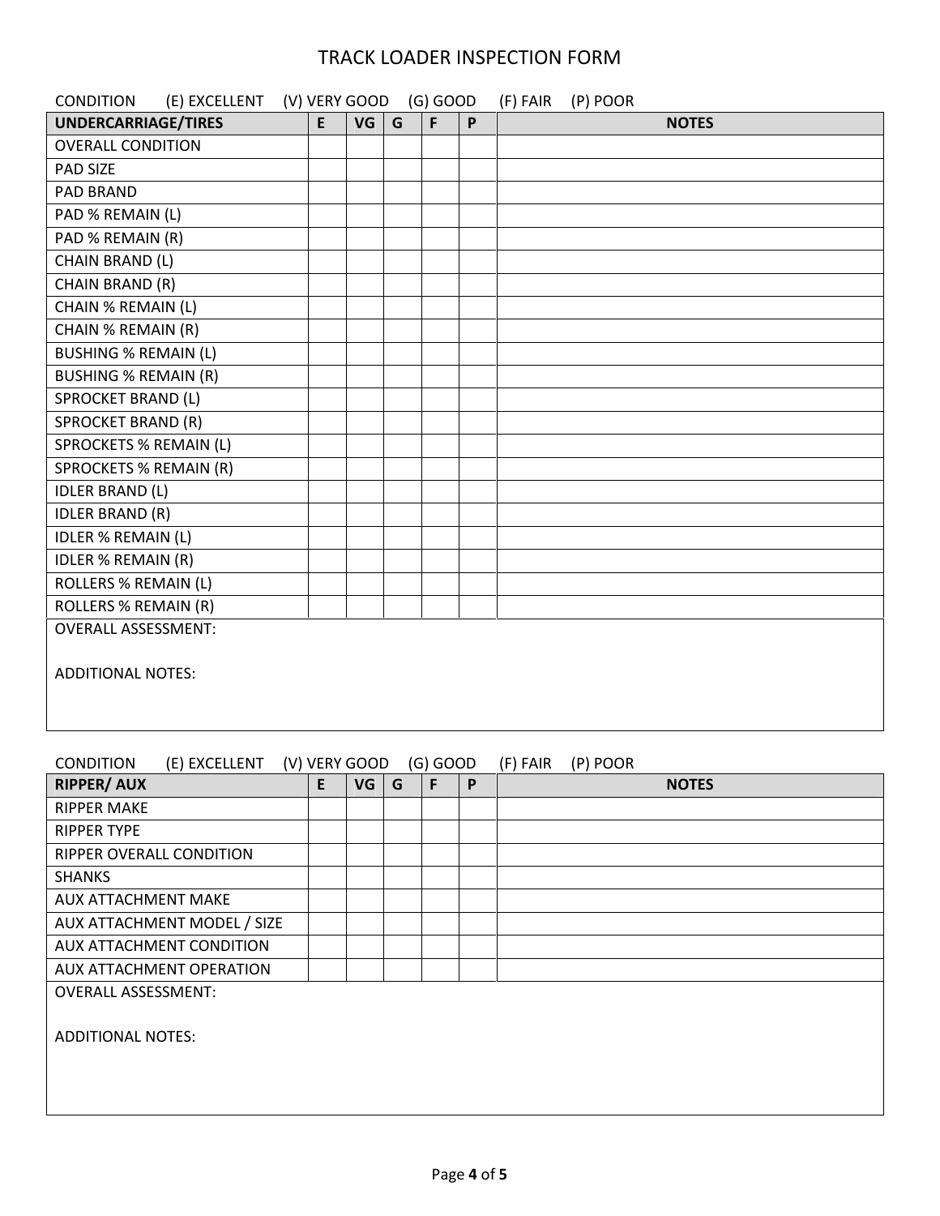# TRACK LOADER INSPECTION FORM

CONDITION (E) EXCELLENT (V) VERY GOOD (G) GOOD (F) FAIR (P) POOR

| UNDERCARRIAGE/TIRES | E | VG | G | F | P | NOTES |
|---|---|---|---|---|---|---|
| OVERALL CONDITION | | | | | | |
| PAD SIZE | | | | | | |
| PAD BRAND | | | | | | |
| PAD % REMAIN (L) | | | | | | |
| PAD % REMAIN (R) | | | | | | |
| CHAIN BRAND (L) | | | | | | |
| CHAIN BRAND (R) | | | | | | |
| CHAIN % REMAIN (L) | | | | | | |
| CHAIN % REMAIN (R) | | | | | | |
| BUSHING % REMAIN (L) | | | | | | |
| BUSHING % REMAIN (R) | | | | | | |
| SPROCKET BRAND (L) | | | | | | |
| SPROCKET BRAND (R) | | | | | | |
| SPROCKETS % REMAIN (L) | | | | | | |
| SPROCKETS % REMAIN (R) | | | | | | |
| IDLER BRAND (L) | | | | | | |
| IDLER BRAND (R) | | | | | | |
| IDLER % REMAIN (L) | | | | | | |
| IDLER % REMAIN (R) | | | | | | |
| ROLLERS % REMAIN (L) | | | | | | |
| ROLLERS % REMAIN (R) | | | | | | |

OVERALL ASSESSMENT:

ADDITIONAL NOTES:

CONDITION (E) EXCELLENT (V) VERY GOOD (G) GOOD (F) FAIR (P) POOR

| RIPPER/ AUX | E | VG | G | F | P | NOTES |
|---|---|---|---|---|---|---|
| RIPPER MAKE | | | | | | |
| RIPPER TYPE | | | | | | |
| RIPPER OVERALL CONDITION | | | | | | |
| SHANKS | | | | | | |
| AUX ATTACHMENT MAKE | | | | | | |
| AUX ATTACHMENT MODEL / SIZE | | | | | | |
| AUX ATTACHMENT CONDITION | | | | | | |
| AUX ATTACHMENT OPERATION | | | | | | |

OVERALL ASSESSMENT:

ADDITIONAL NOTES: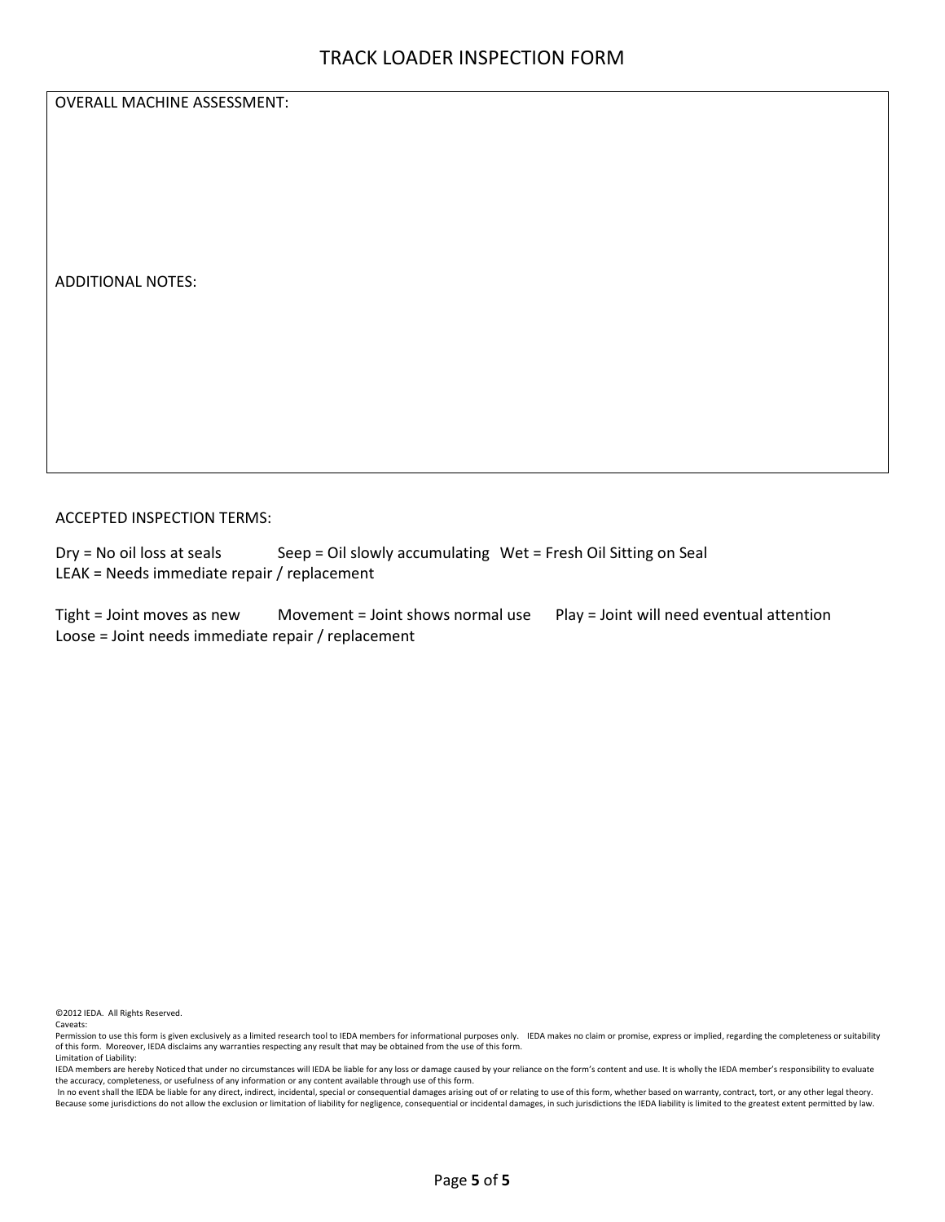# TRACK LOADER INSPECTION FORM

OVERALL MACHINE ASSESSMENT:

ADDITIONAL NOTES:

ACCEPTED INSPECTION TERMS:

Dry = No oil loss at seals Seep = Oil slowly accumulating Wet = Fresh Oil Sitting on Seal
LEAK = Needs immediate repair / replacement

Tight = Joint moves as new Movement = Joint shows normal use Play = Joint will need eventual attention
Loose = Joint needs immediate repair / replacement

©2012 IEDA. All Rights Reserved.
Caveats:
Permission to use this form is given exclusively as a limited research tool to IEDA members for informational purposes only. IEDA makes no claim or promise, express or implied, regarding the completeness or suitability of this form. Moreover, IEDA disclaims any warranties respecting any result that may be obtained from the use of this form.
Limitation of Liability:
IEDA members are hereby Noticed that under no circumstances will IEDA be liable for any loss or damage caused by your reliance on the form's content and use. It is wholly the IEDA member's responsibility to evaluate the accuracy, completeness, or usefulness of any information or any content available through use of this form.
In no event shall the IEDA be liable for any direct, indirect, incidental, special or consequential damages arising out of or relating to use of this form, whether based on warranty, contract, tort, or any other legal theory. Because some jurisdictions do not allow the exclusion or limitation of liability for negligence, consequential or incidental damages, in such jurisdictions the IEDA liability is limited to the greatest extent permitted by law.